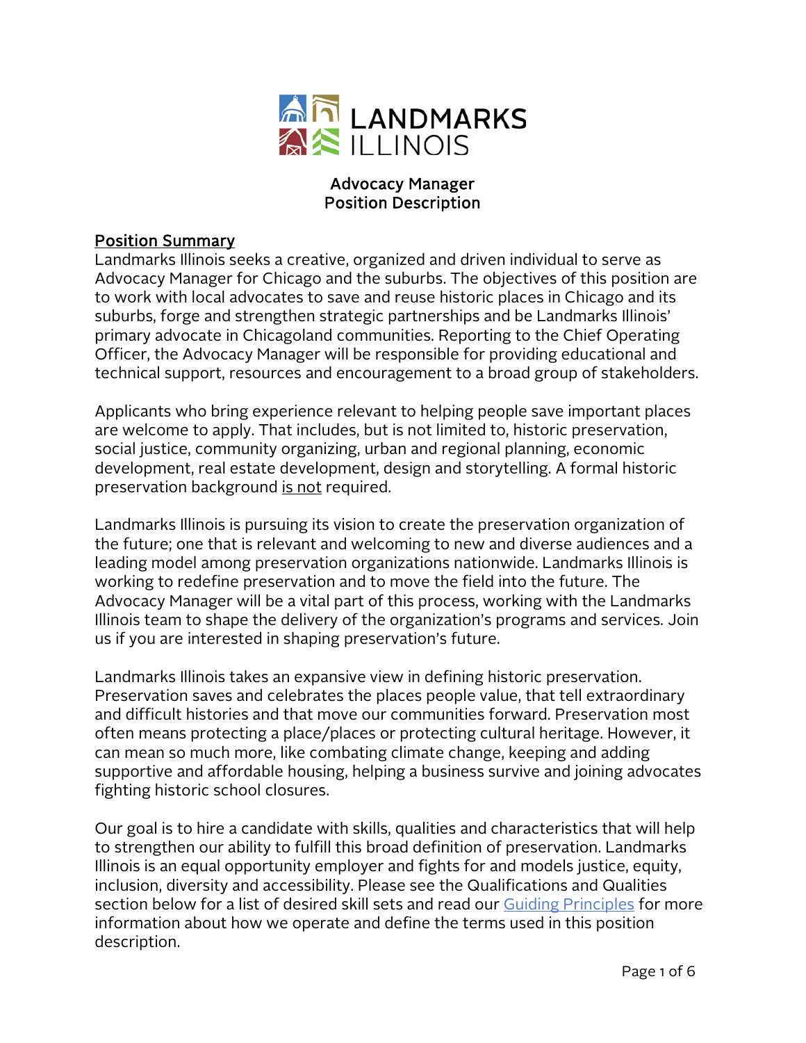# LANDMARKS ILLINOIS

## Advocacy Manager
## Position Description

### Position Summary

Landmarks Illinois seeks a creative, organized and driven individual to serve as Advocacy Manager for Chicago and the suburbs. The objectives of this position are to work with local advocates to save and reuse historic places in Chicago and its suburbs, forge and strengthen strategic partnerships and be Landmarks Illinois' primary advocate in Chicagoland communities. Reporting to the Chief Operating Officer, the Advocacy Manager will be responsible for providing educational and technical support, resources and encouragement to a broad group of stakeholders.

Applicants who bring experience relevant to helping people save important places are welcome to apply. That includes, but is not limited to, historic preservation, social justice, community organizing, urban and regional planning, economic development, real estate development, design and storytelling. A formal historic preservation background <u>is not</u> required.

Landmarks Illinois is pursuing its vision to create the preservation organization of the future; one that is relevant and welcoming to new and diverse audiences and a leading model among preservation organizations nationwide. Landmarks Illinois is working to redefine preservation and to move the field into the future. The Advocacy Manager will be a vital part of this process, working with the Landmarks Illinois team to shape the delivery of the organization's programs and services. Join us if you are interested in shaping preservation's future.

Landmarks Illinois takes an expansive view in defining historic preservation. Preservation saves and celebrates the places people value, that tell extraordinary and difficult histories and that move our communities forward. Preservation most often means protecting a place/places or protecting cultural heritage. However, it can mean so much more, like combating climate change, keeping and adding supportive and affordable housing, helping a business survive and joining advocates fighting historic school closures.

Our goal is to hire a candidate with skills, qualities and characteristics that will help to strengthen our ability to fulfill this broad definition of preservation. Landmarks Illinois is an equal opportunity employer and fights for and models justice, equity, inclusion, diversity and accessibility. Please see the Qualifications and Qualities section below for a list of desired skill sets and read our Guiding Principles for more information about how we operate and define the terms used in this position description.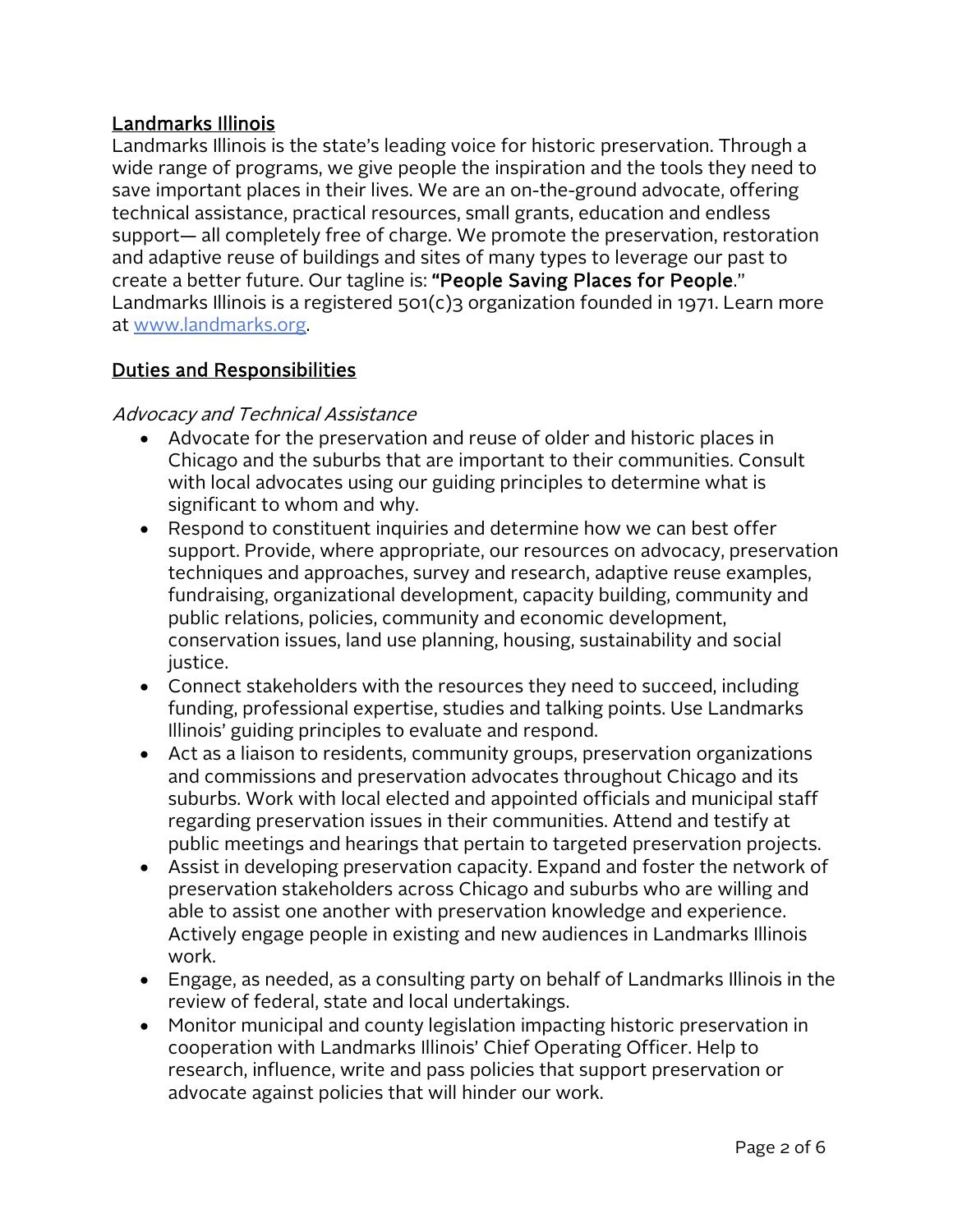## Landmarks Illinois

Landmarks Illinois is the state's leading voice for historic preservation. Through a wide range of programs, we give people the inspiration and the tools they need to save important places in their lives. We are an on-the-ground advocate, offering technical assistance, practical resources, small grants, education and endless support— all completely free of charge. We promote the preservation, restoration and adaptive reuse of buildings and sites of many types to leverage our past to create a better future. Our tagline is: **"People Saving Places for People**." Landmarks Illinois is a registered 501(c)3 organization founded in 1971. Learn more at [www.landmarks.org](www.landmarks.org).

## Duties and Responsibilities

*Advocacy and Technical Assistance*

- Advocate for the preservation and reuse of older and historic places in Chicago and the suburbs that are important to their communities. Consult with local advocates using our guiding principles to determine what is significant to whom and why.
- Respond to constituent inquiries and determine how we can best offer support. Provide, where appropriate, our resources on advocacy, preservation techniques and approaches, survey and research, adaptive reuse examples, fundraising, organizational development, capacity building, community and public relations, policies, community and economic development, conservation issues, land use planning, housing, sustainability and social justice.
- Connect stakeholders with the resources they need to succeed, including funding, professional expertise, studies and talking points. Use Landmarks Illinois' guiding principles to evaluate and respond.
- Act as a liaison to residents, community groups, preservation organizations and commissions and preservation advocates throughout Chicago and its suburbs. Work with local elected and appointed officials and municipal staff regarding preservation issues in their communities. Attend and testify at public meetings and hearings that pertain to targeted preservation projects.
- Assist in developing preservation capacity. Expand and foster the network of preservation stakeholders across Chicago and suburbs who are willing and able to assist one another with preservation knowledge and experience. Actively engage people in existing and new audiences in Landmarks Illinois work.
- Engage, as needed, as a consulting party on behalf of Landmarks Illinois in the review of federal, state and local undertakings.
- Monitor municipal and county legislation impacting historic preservation in cooperation with Landmarks Illinois' Chief Operating Officer. Help to research, influence, write and pass policies that support preservation or advocate against policies that will hinder our work.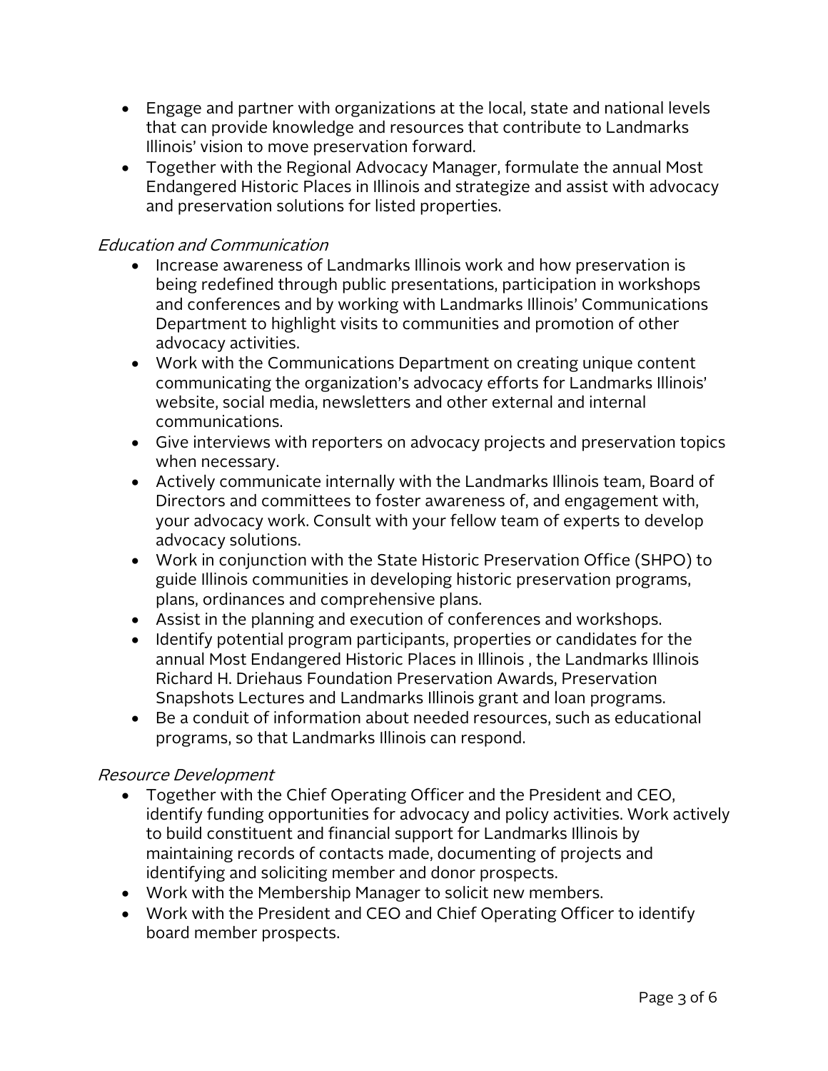- Engage and partner with organizations at the local, state and national levels that can provide knowledge and resources that contribute to Landmarks Illinois' vision to move preservation forward.
- Together with the Regional Advocacy Manager, formulate the annual Most Endangered Historic Places in Illinois and strategize and assist with advocacy and preservation solutions for listed properties.

*Education and Communication*

- Increase awareness of Landmarks Illinois work and how preservation is being redefined through public presentations, participation in workshops and conferences and by working with Landmarks Illinois' Communications Department to highlight visits to communities and promotion of other advocacy activities.
- Work with the Communications Department on creating unique content communicating the organization's advocacy efforts for Landmarks Illinois' website, social media, newsletters and other external and internal communications.
- Give interviews with reporters on advocacy projects and preservation topics when necessary.
- Actively communicate internally with the Landmarks Illinois team, Board of Directors and committees to foster awareness of, and engagement with, your advocacy work. Consult with your fellow team of experts to develop advocacy solutions.
- Work in conjunction with the State Historic Preservation Office (SHPO) to guide Illinois communities in developing historic preservation programs, plans, ordinances and comprehensive plans.
- Assist in the planning and execution of conferences and workshops.
- Identify potential program participants, properties or candidates for the annual Most Endangered Historic Places in Illinois , the Landmarks Illinois Richard H. Driehaus Foundation Preservation Awards, Preservation Snapshots Lectures and Landmarks Illinois grant and loan programs.
- Be a conduit of information about needed resources, such as educational programs, so that Landmarks Illinois can respond.

*Resource Development*

- Together with the Chief Operating Officer and the President and CEO, identify funding opportunities for advocacy and policy activities. Work actively to build constituent and financial support for Landmarks Illinois by maintaining records of contacts made, documenting of projects and identifying and soliciting member and donor prospects.
- Work with the Membership Manager to solicit new members.
- Work with the President and CEO and Chief Operating Officer to identify board member prospects.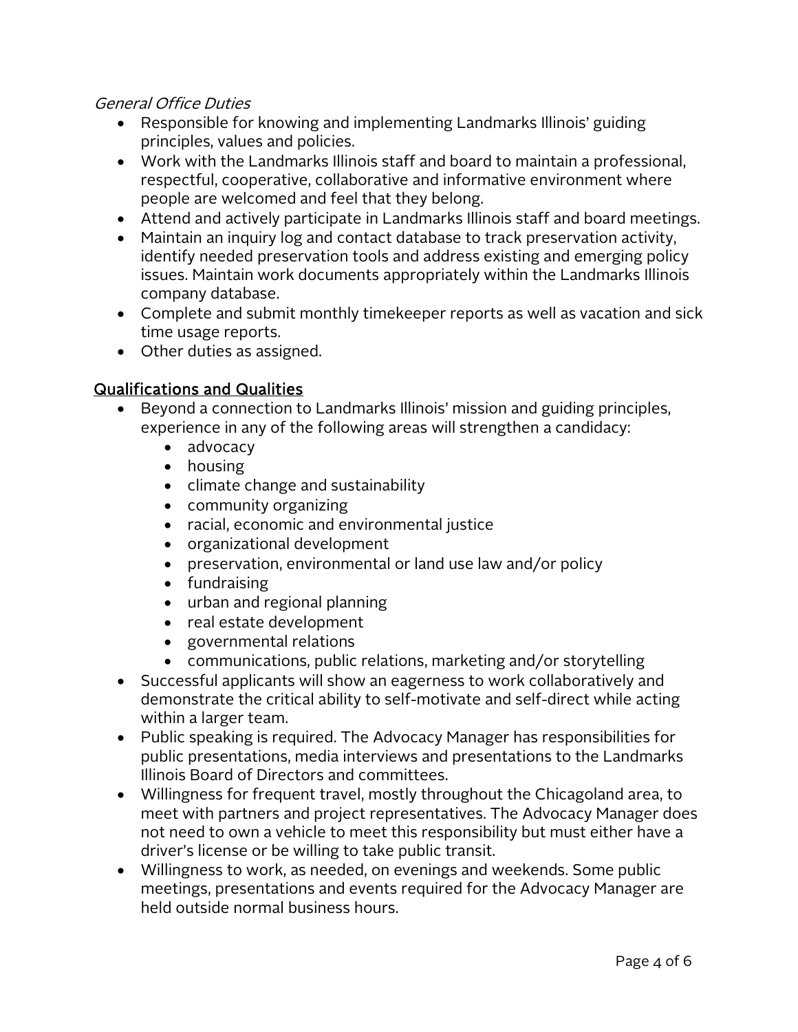*General Office Duties*

- Responsible for knowing and implementing Landmarks Illinois' guiding principles, values and policies.
- Work with the Landmarks Illinois staff and board to maintain a professional, respectful, cooperative, collaborative and informative environment where people are welcomed and feel that they belong.
- Attend and actively participate in Landmarks Illinois staff and board meetings.
- Maintain an inquiry log and contact database to track preservation activity, identify needed preservation tools and address existing and emerging policy issues. Maintain work documents appropriately within the Landmarks Illinois company database.
- Complete and submit monthly timekeeper reports as well as vacation and sick time usage reports.
- Other duties as assigned.

## Qualifications and Qualities

- Beyond a connection to Landmarks Illinois' mission and guiding principles, experience in any of the following areas will strengthen a candidacy:
  - advocacy
  - housing
  - climate change and sustainability
  - community organizing
  - racial, economic and environmental justice
  - organizational development
  - preservation, environmental or land use law and/or policy
  - fundraising
  - urban and regional planning
  - real estate development
  - governmental relations
  - communications, public relations, marketing and/or storytelling
- Successful applicants will show an eagerness to work collaboratively and demonstrate the critical ability to self-motivate and self-direct while acting within a larger team.
- Public speaking is required. The Advocacy Manager has responsibilities for public presentations, media interviews and presentations to the Landmarks Illinois Board of Directors and committees.
- Willingness for frequent travel, mostly throughout the Chicagoland area, to meet with partners and project representatives. The Advocacy Manager does not need to own a vehicle to meet this responsibility but must either have a driver's license or be willing to take public transit.
- Willingness to work, as needed, on evenings and weekends. Some public meetings, presentations and events required for the Advocacy Manager are held outside normal business hours.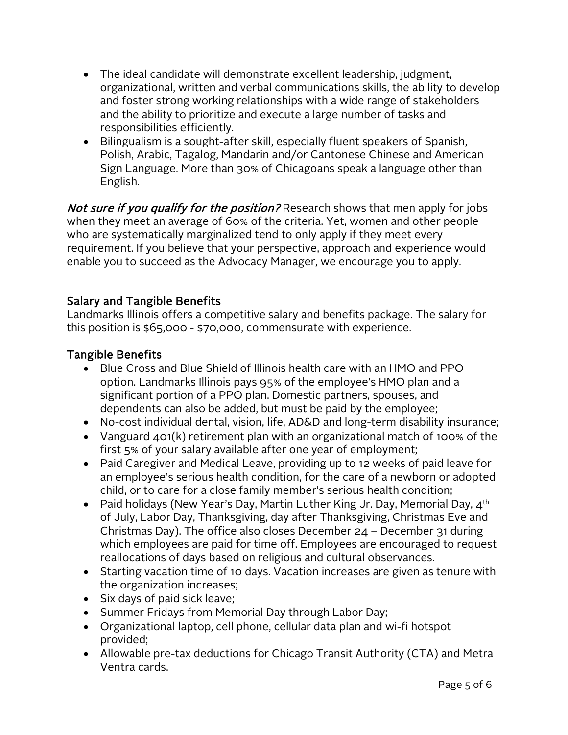- The ideal candidate will demonstrate excellent leadership, judgment, organizational, written and verbal communications skills, the ability to develop and foster strong working relationships with a wide range of stakeholders and the ability to prioritize and execute a large number of tasks and responsibilities efficiently.
- Bilingualism is a sought-after skill, especially fluent speakers of Spanish, Polish, Arabic, Tagalog, Mandarin and/or Cantonese Chinese and American Sign Language. More than 30% of Chicagoans speak a language other than English.

*Not sure if you qualify for the position?* Research shows that men apply for jobs when they meet an average of 60% of the criteria. Yet, women and other people who are systematically marginalized tend to only apply if they meet every requirement. If you believe that your perspective, approach and experience would enable you to succeed as the Advocacy Manager, we encourage you to apply.

## Salary and Tangible Benefits

Landmarks Illinois offers a competitive salary and benefits package. The salary for this position is $65,000 - $70,000, commensurate with experience.

### Tangible Benefits

- Blue Cross and Blue Shield of Illinois health care with an HMO and PPO option. Landmarks Illinois pays 95% of the employee's HMO plan and a significant portion of a PPO plan. Domestic partners, spouses, and dependents can also be added, but must be paid by the employee;
- No-cost individual dental, vision, life, AD&D and long-term disability insurance;
- Vanguard 401(k) retirement plan with an organizational match of 100% of the first 5% of your salary available after one year of employment;
- Paid Caregiver and Medical Leave, providing up to 12 weeks of paid leave for an employee's serious health condition, for the care of a newborn or adopted child, or to care for a close family member's serious health condition;
- Paid holidays (New Year's Day, Martin Luther King Jr. Day, Memorial Day, 4th of July, Labor Day, Thanksgiving, day after Thanksgiving, Christmas Eve and Christmas Day). The office also closes December 24 – December 31 during which employees are paid for time off. Employees are encouraged to request reallocations of days based on religious and cultural observances.
- Starting vacation time of 10 days. Vacation increases are given as tenure with the organization increases;
- Six days of paid sick leave;
- Summer Fridays from Memorial Day through Labor Day;
- Organizational laptop, cell phone, cellular data plan and wi-fi hotspot provided;
- Allowable pre-tax deductions for Chicago Transit Authority (CTA) and Metra Ventra cards.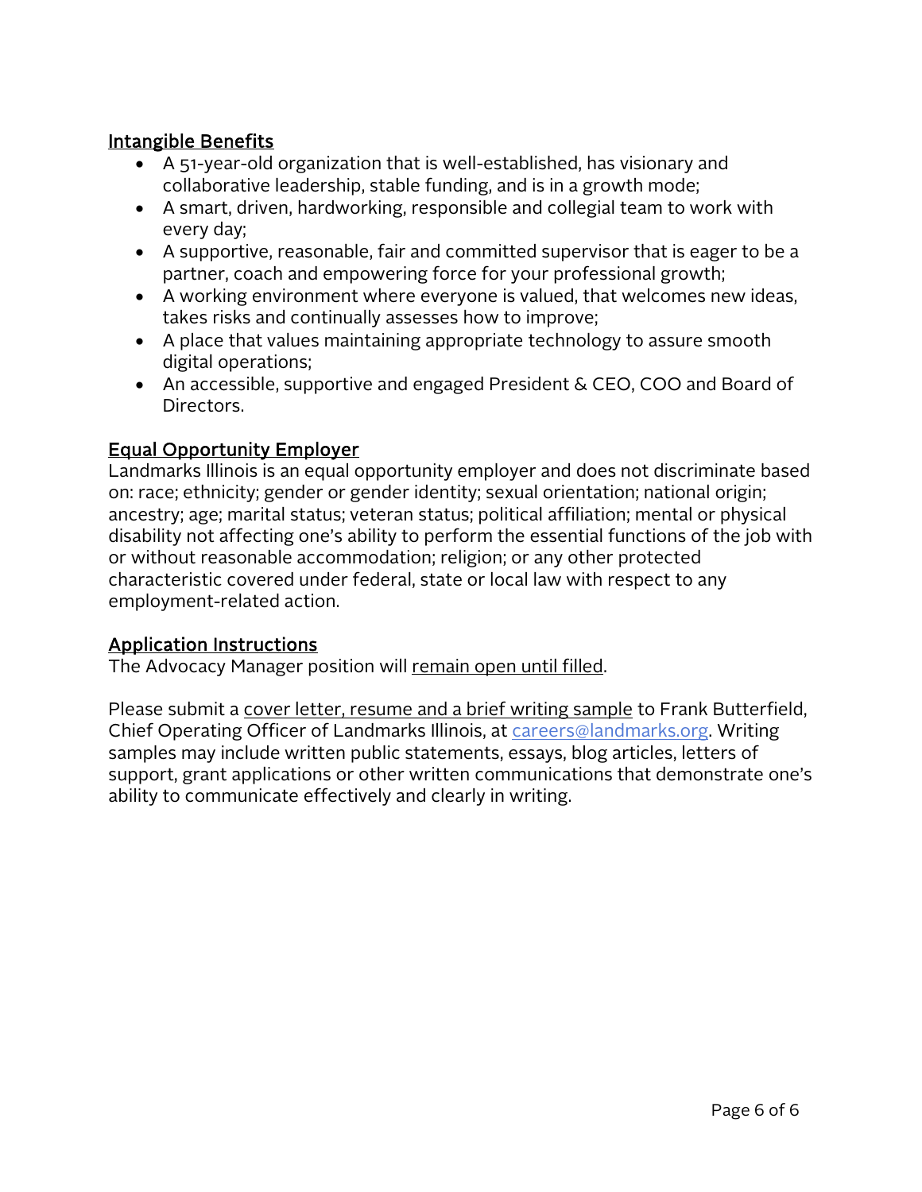## Intangible Benefits

- A 51-year-old organization that is well-established, has visionary and collaborative leadership, stable funding, and is in a growth mode;
- A smart, driven, hardworking, responsible and collegial team to work with every day;
- A supportive, reasonable, fair and committed supervisor that is eager to be a partner, coach and empowering force for your professional growth;
- A working environment where everyone is valued, that welcomes new ideas, takes risks and continually assesses how to improve;
- A place that values maintaining appropriate technology to assure smooth digital operations;
- An accessible, supportive and engaged President & CEO, COO and Board of Directors.

## Equal Opportunity Employer

Landmarks Illinois is an equal opportunity employer and does not discriminate based on: race; ethnicity; gender or gender identity; sexual orientation; national origin; ancestry; age; marital status; veteran status; political affiliation; mental or physical disability not affecting one's ability to perform the essential functions of the job with or without reasonable accommodation; religion; or any other protected characteristic covered under federal, state or local law with respect to any employment-related action.

## Application Instructions

The Advocacy Manager position will remain open until filled.

Please submit a cover letter, resume and a brief writing sample to Frank Butterfield, Chief Operating Officer of Landmarks Illinois, at careers@landmarks.org. Writing samples may include written public statements, essays, blog articles, letters of support, grant applications or other written communications that demonstrate one's ability to communicate effectively and clearly in writing.